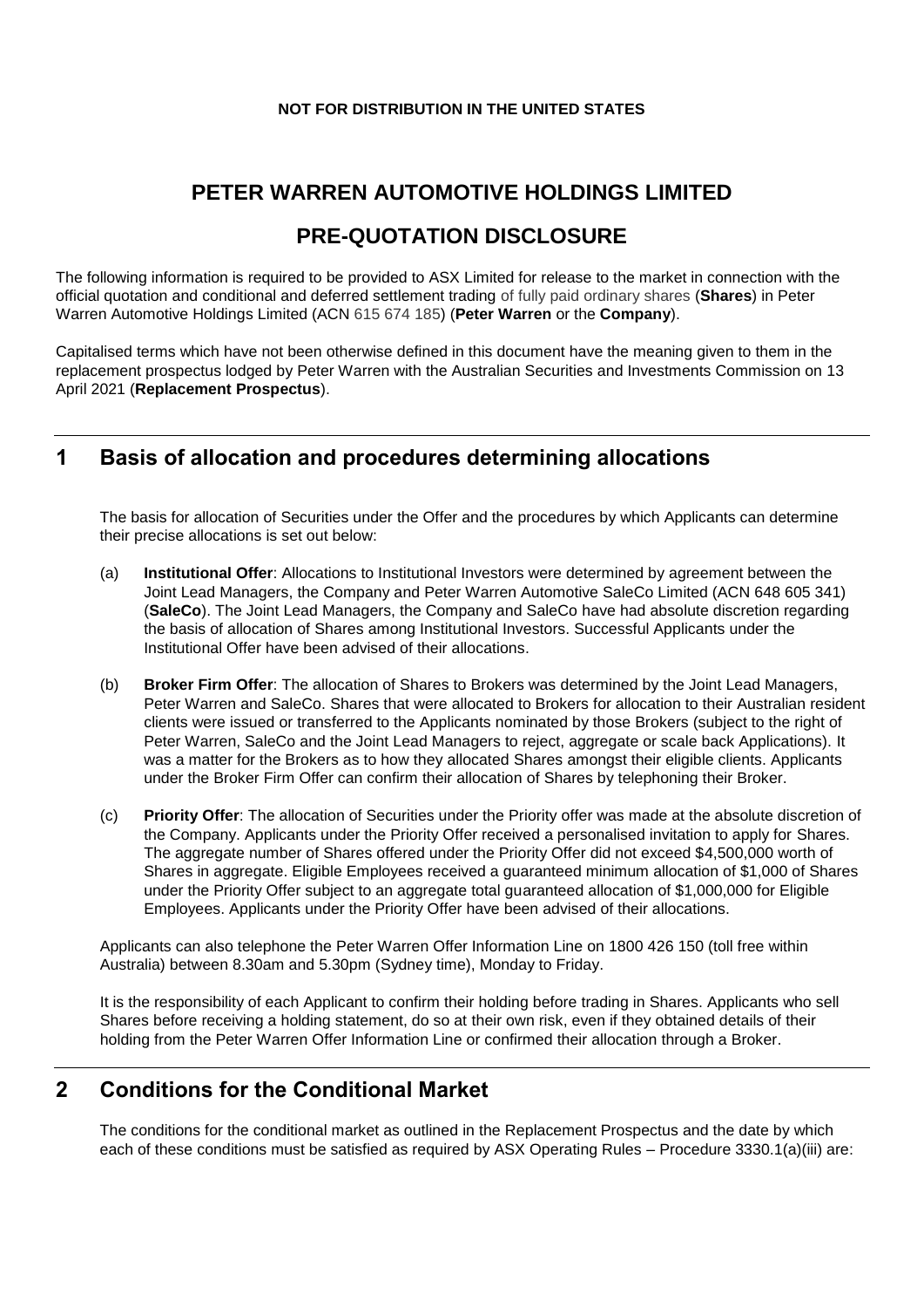**NOT FOR DISTRIBUTION IN THE UNITED STATES**

# PETER WARREN AUTOMOTIVE HOLDINGS LIMITED

# PRE-QUOTATION DISCLOSURE

The following information is required to be provided to ASX Limited for release to the market in connection with the official quotation and conditional and deferred settlement trading of fully paid ordinary shares (**Shares**) in Peter Warren Automotive Holdings Limited (ACN 615 674 185) (**Peter Warren** or the **Company**).

Capitalised terms which have not been otherwise defined in this document have the meaning given to them in the replacement prospectus lodged by Peter Warren with the Australian Securities and Investments Commission on 13 April 2021 (**Replacement Prospectus**).

## 1 Basis of allocation and procedures determining allocations

The basis for allocation of Securities under the Offer and the procedures by which Applicants can determine their precise allocations is set out below:

(a) **Institutional Offer**: Allocations to Institutional Investors were determined by agreement between the Joint Lead Managers, the Company and Peter Warren Automotive SaleCo Limited (ACN 648 605 341) (**SaleCo**). The Joint Lead Managers, the Company and SaleCo have had absolute discretion regarding the basis of allocation of Shares among Institutional Investors. Successful Applicants under the Institutional Offer have been advised of their allocations.

(b) **Broker Firm Offer**: The allocation of Shares to Brokers was determined by the Joint Lead Managers, Peter Warren and SaleCo. Shares that were allocated to Brokers for allocation to their Australian resident clients were issued or transferred to the Applicants nominated by those Brokers (subject to the right of Peter Warren, SaleCo and the Joint Lead Managers to reject, aggregate or scale back Applications). It was a matter for the Brokers as to how they allocated Shares amongst their eligible clients. Applicants under the Broker Firm Offer can confirm their allocation of Shares by telephoning their Broker.

(c) **Priority Offer**: The allocation of Securities under the Priority offer was made at the absolute discretion of the Company. Applicants under the Priority Offer received a personalised invitation to apply for Shares. The aggregate number of Shares offered under the Priority Offer did not exceed $4,500,000 worth of Shares in aggregate. Eligible Employees received a guaranteed minimum allocation of $1,000 of Shares under the Priority Offer subject to an aggregate total guaranteed allocation of $1,000,000 for Eligible Employees. Applicants under the Priority Offer have been advised of their allocations.

Applicants can also telephone the Peter Warren Offer Information Line on 1800 426 150 (toll free within Australia) between 8.30am and 5.30pm (Sydney time), Monday to Friday.

It is the responsibility of each Applicant to confirm their holding before trading in Shares. Applicants who sell Shares before receiving a holding statement, do so at their own risk, even if they obtained details of their holding from the Peter Warren Offer Information Line or confirmed their allocation through a Broker.

## 2 Conditions for the Conditional Market

The conditions for the conditional market as outlined in the Replacement Prospectus and the date by which each of these conditions must be satisfied as required by ASX Operating Rules – Procedure 3330.1(a)(iii) are: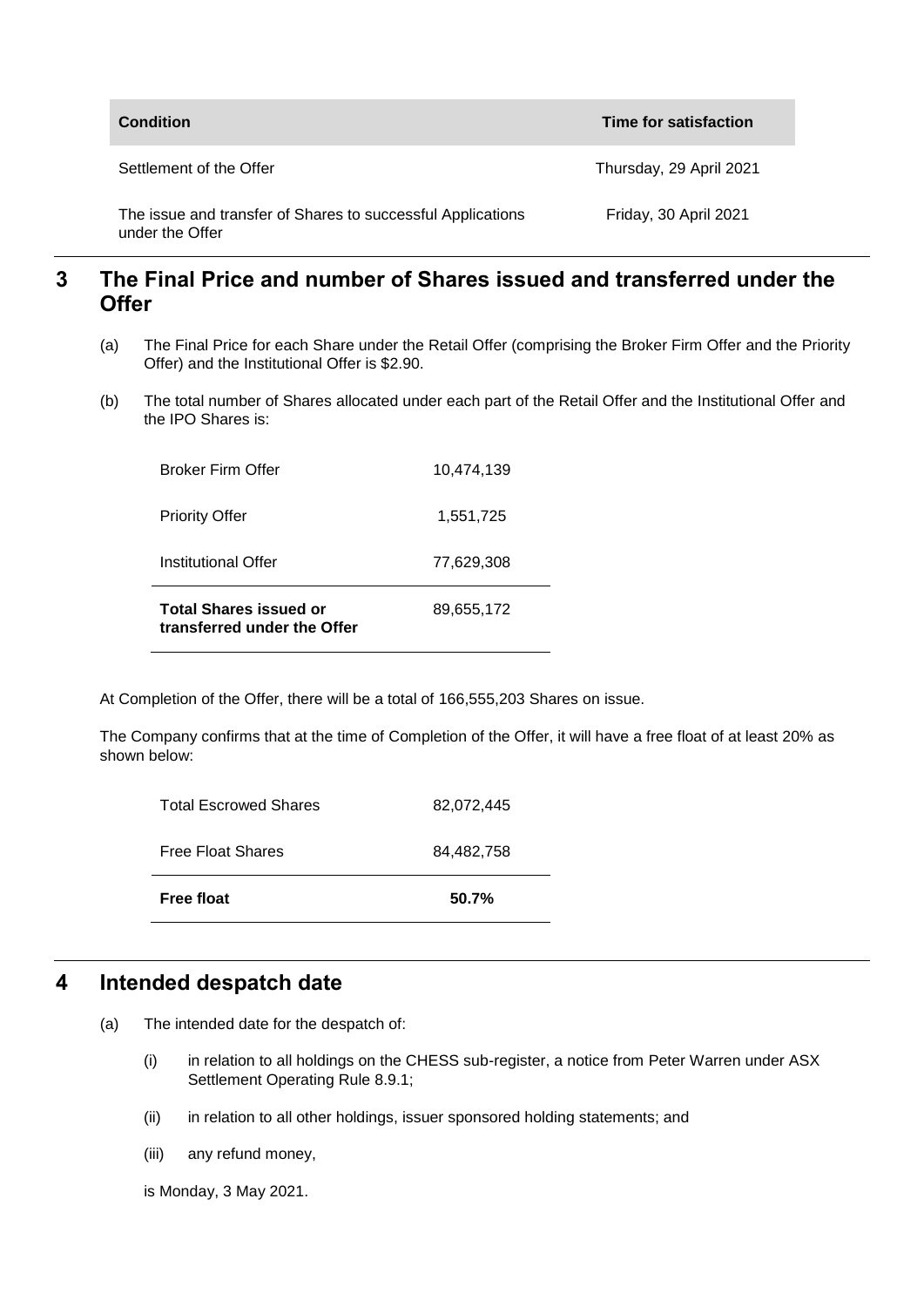| Condition | Time for satisfaction |
| --- | --- |
| Settlement of the Offer | Thursday, 29 April 2021 |
| The issue and transfer of Shares to successful Applications under the Offer | Friday, 30 April 2021 |

## 3 The Final Price and number of Shares issued and transferred under the Offer

(a) The Final Price for each Share under the Retail Offer (comprising the Broker Firm Offer and the Priority Offer) and the Institutional Offer is $2.90.

(b) The total number of Shares allocated under each part of the Retail Offer and the Institutional Offer and the IPO Shares is:

| | |
| --- | --- |
| Broker Firm Offer | 10,474,139 |
| Priority Offer | 1,551,725 |
| Institutional Offer | 77,629,308 |
| **Total Shares issued or transferred under the Offer** | 89,655,172 |

At Completion of the Offer, there will be a total of 166,555,203 Shares on issue.

The Company confirms that at the time of Completion of the Offer, it will have a free float of at least 20% as shown below:

| | |
| --- | --- |
| Total Escrowed Shares | 82,072,445 |
| Free Float Shares | 84,482,758 |
| **Free float** | **50.7%** |

## 4 Intended despatch date

(a) The intended date for the despatch of:

(i) in relation to all holdings on the CHESS sub-register, a notice from Peter Warren under ASX Settlement Operating Rule 8.9.1;

(ii) in relation to all other holdings, issuer sponsored holding statements; and

(iii) any refund money,

is Monday, 3 May 2021.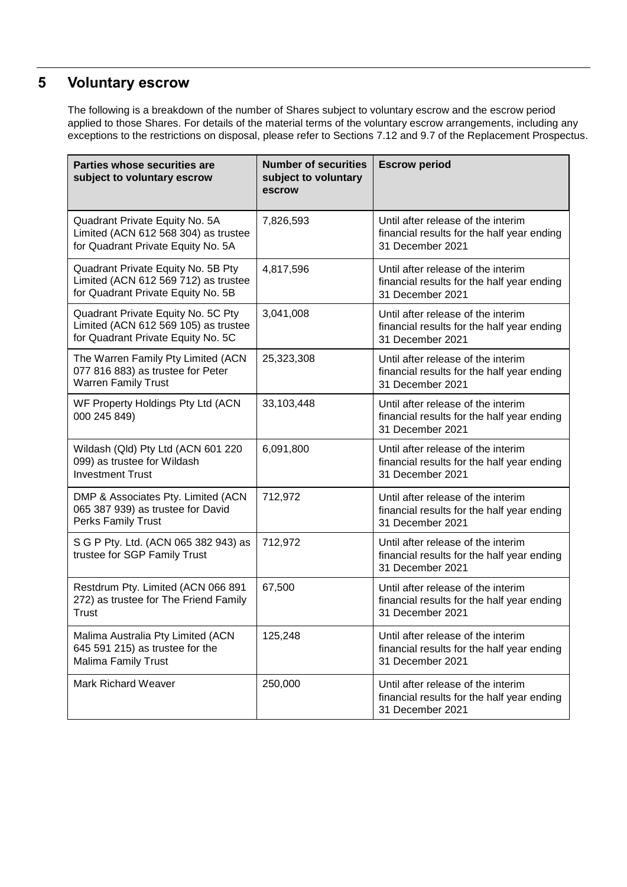## 5 Voluntary escrow

The following is a breakdown of the number of Shares subject to voluntary escrow and the escrow period applied to those Shares. For details of the material terms of the voluntary escrow arrangements, including any exceptions to the restrictions on disposal, please refer to Sections 7.12 and 9.7 of the Replacement Prospectus.

| Parties whose securities are subject to voluntary escrow | Number of securities subject to voluntary escrow | Escrow period |
|---|---|---|
| Quadrant Private Equity No. 5A Limited (ACN 612 568 304) as trustee for Quadrant Private Equity No. 5A | 7,826,593 | Until after release of the interim financial results for the half year ending 31 December 2021 |
| Quadrant Private Equity No. 5B Pty Limited (ACN 612 569 712) as trustee for Quadrant Private Equity No. 5B | 4,817,596 | Until after release of the interim financial results for the half year ending 31 December 2021 |
| Quadrant Private Equity No. 5C Pty Limited (ACN 612 569 105) as trustee for Quadrant Private Equity No. 5C | 3,041,008 | Until after release of the interim financial results for the half year ending 31 December 2021 |
| The Warren Family Pty Limited (ACN 077 816 883) as trustee for Peter Warren Family Trust | 25,323,308 | Until after release of the interim financial results for the half year ending 31 December 2021 |
| WF Property Holdings Pty Ltd (ACN 000 245 849) | 33,103,448 | Until after release of the interim financial results for the half year ending 31 December 2021 |
| Wildash (Qld) Pty Ltd (ACN 601 220 099) as trustee for Wildash Investment Trust | 6,091,800 | Until after release of the interim financial results for the half year ending 31 December 2021 |
| DMP & Associates Pty. Limited (ACN 065 387 939) as trustee for David Perks Family Trust | 712,972 | Until after release of the interim financial results for the half year ending 31 December 2021 |
| S G P Pty. Ltd. (ACN 065 382 943) as trustee for SGP Family Trust | 712,972 | Until after release of the interim financial results for the half year ending 31 December 2021 |
| Restdrum Pty. Limited (ACN 066 891 272) as trustee for The Friend Family Trust | 67,500 | Until after release of the interim financial results for the half year ending 31 December 2021 |
| Malima Australia Pty Limited (ACN 645 591 215) as trustee for the Malima Family Trust | 125,248 | Until after release of the interim financial results for the half year ending 31 December 2021 |
| Mark Richard Weaver | 250,000 | Until after release of the interim financial results for the half year ending 31 December 2021 |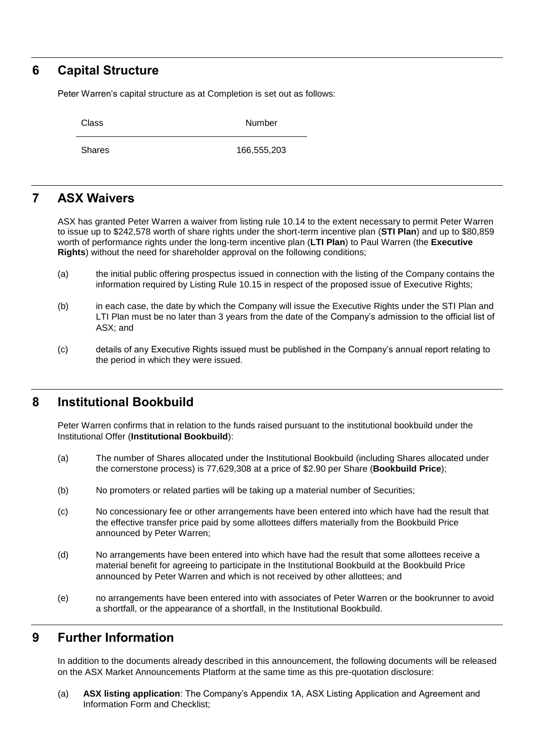## 6 Capital Structure

Peter Warren's capital structure as at Completion is set out as follows:

| Class | Number |
|---|---|
| Shares | 166,555,203 |

## 7 ASX Waivers

ASX has granted Peter Warren a waiver from listing rule 10.14 to the extent necessary to permit Peter Warren to issue up to $242,578 worth of share rights under the short-term incentive plan (**STI Plan**) and up to $80,859 worth of performance rights under the long-term incentive plan (**LTI Plan**) to Paul Warren (the **Executive Rights**) without the need for shareholder approval on the following conditions;

(a) the initial public offering prospectus issued in connection with the listing of the Company contains the information required by Listing Rule 10.15 in respect of the proposed issue of Executive Rights;

(b) in each case, the date by which the Company will issue the Executive Rights under the STI Plan and LTI Plan must be no later than 3 years from the date of the Company's admission to the official list of ASX; and

(c) details of any Executive Rights issued must be published in the Company's annual report relating to the period in which they were issued.

## 8 Institutional Bookbuild

Peter Warren confirms that in relation to the funds raised pursuant to the institutional bookbuild under the Institutional Offer (**Institutional Bookbuild**):

(a) The number of Shares allocated under the Institutional Bookbuild (including Shares allocated under the cornerstone process) is 77,629,308 at a price of $2.90 per Share (**Bookbuild Price**);

(b) No promoters or related parties will be taking up a material number of Securities;

(c) No concessionary fee or other arrangements have been entered into which have had the result that the effective transfer price paid by some allottees differs materially from the Bookbuild Price announced by Peter Warren;

(d) No arrangements have been entered into which have had the result that some allottees receive a material benefit for agreeing to participate in the Institutional Bookbuild at the Bookbuild Price announced by Peter Warren and which is not received by other allottees; and

(e) no arrangements have been entered into with associates of Peter Warren or the bookrunner to avoid a shortfall, or the appearance of a shortfall, in the Institutional Bookbuild.

## 9 Further Information

In addition to the documents already described in this announcement, the following documents will be released on the ASX Market Announcements Platform at the same time as this pre-quotation disclosure:

(a) **ASX listing application**: The Company's Appendix 1A, ASX Listing Application and Agreement and Information Form and Checklist;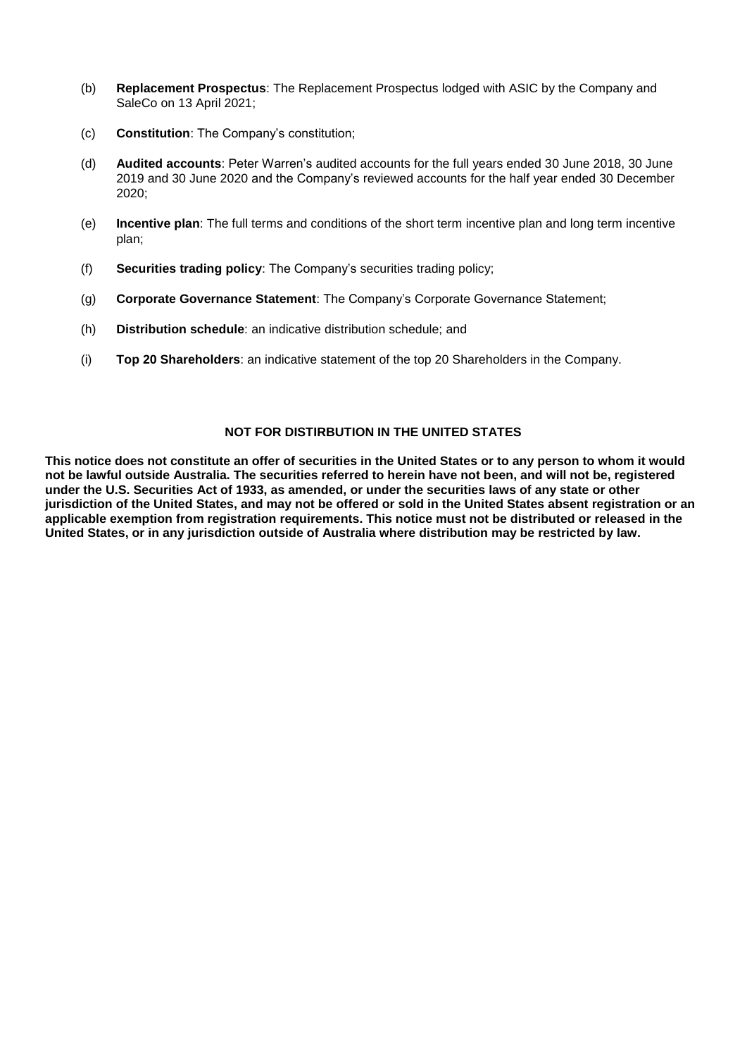(b) **Replacement Prospectus**: The Replacement Prospectus lodged with ASIC by the Company and SaleCo on 13 April 2021;

(c) **Constitution**: The Company's constitution;

(d) **Audited accounts**: Peter Warren's audited accounts for the full years ended 30 June 2018, 30 June 2019 and 30 June 2020 and the Company's reviewed accounts for the half year ended 30 December 2020;

(e) **Incentive plan**: The full terms and conditions of the short term incentive plan and long term incentive plan;

(f) **Securities trading policy**: The Company's securities trading policy;

(g) **Corporate Governance Statement**: The Company's Corporate Governance Statement;

(h) **Distribution schedule**: an indicative distribution schedule; and

(i) **Top 20 Shareholders**: an indicative statement of the top 20 Shareholders in the Company.

**NOT FOR DISTIRBUTION IN THE UNITED STATES**

**This notice does not constitute an offer of securities in the United States or to any person to whom it would not be lawful outside Australia. The securities referred to herein have not been, and will not be, registered under the U.S. Securities Act of 1933, as amended, or under the securities laws of any state or other jurisdiction of the United States, and may not be offered or sold in the United States absent registration or an applicable exemption from registration requirements. This notice must not be distributed or released in the United States, or in any jurisdiction outside of Australia where distribution may be restricted by law.**